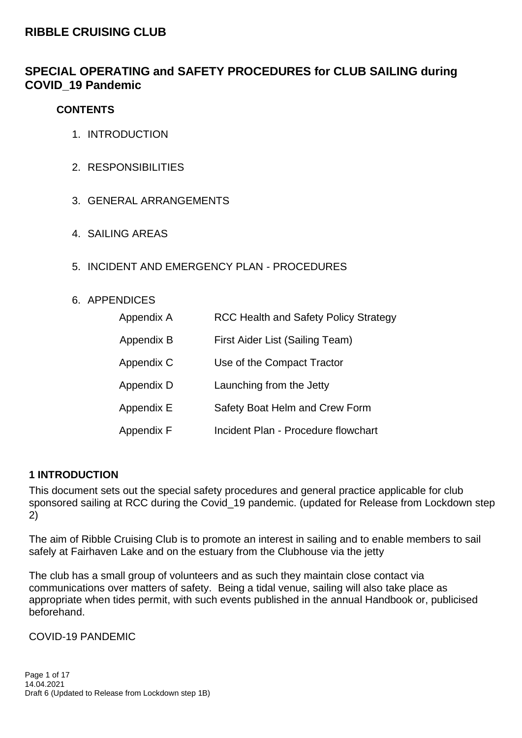# RIBBLE CRUISING CLUB

## SPECIAL OPERATING and SAFETY PROCEDURES for CLUB SAILING during COVID_19 Pandemic

### CONTENTS

1. INTRODUCTION
2. RESPONSIBILITIES
3. GENERAL ARRANGEMENTS
4. SAILING AREAS
5. INCIDENT AND EMERGENCY PLAN - PROCEDURES
6. APPENDICES

| | |
|---|---|
| Appendix A | RCC Health and Safety Policy Strategy |
| Appendix B | First Aider List (Sailing Team) |
| Appendix C | Use of the Compact Tractor |
| Appendix D | Launching from the Jetty |
| Appendix E | Safety Boat Helm and Crew Form |
| Appendix F | Incident Plan - Procedure flowchart |

### 1 INTRODUCTION

This document sets out the special safety procedures and general practice applicable for club sponsored sailing at RCC during the Covid_19 pandemic. (updated for Release from Lockdown step 2)

The aim of Ribble Cruising Club is to promote an interest in sailing and to enable members to sail safely at Fairhaven Lake and on the estuary from the Clubhouse via the jetty

The club has a small group of volunteers and as such they maintain close contact via communications over matters of safety. Being a tidal venue, sailing will also take place as appropriate when tides permit, with such events published in the annual Handbook or, publicised beforehand.

COVID-19 PANDEMIC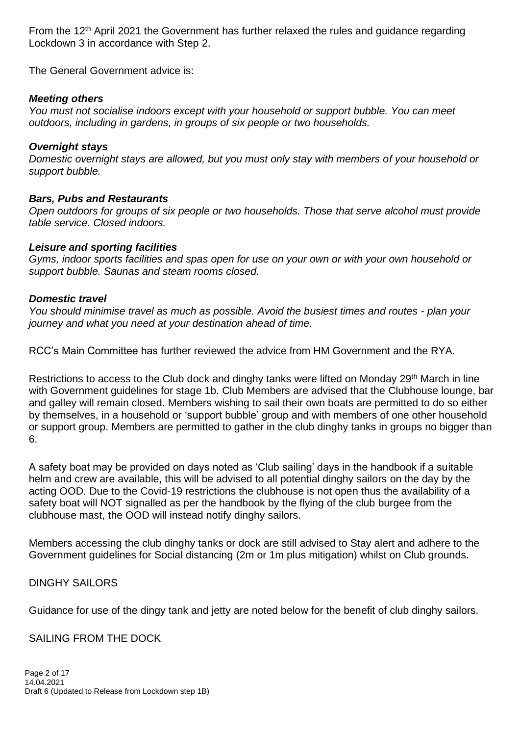From the 12th April 2021 the Government has further relaxed the rules and guidance regarding Lockdown 3 in accordance with Step 2.

The General Government advice is:

***Meeting others***

*You must not socialise indoors except with your household or support bubble. You can meet outdoors, including in gardens, in groups of six people or two households.*

***Overnight stays***

*Domestic overnight stays are allowed, but you must only stay with members of your household or support bubble.*

***Bars, Pubs and Restaurants***

*Open outdoors for groups of six people or two households. Those that serve alcohol must provide table service. Closed indoors.*

***Leisure and sporting facilities***

*Gyms, indoor sports facilities and spas open for use on your own or with your own household or support bubble. Saunas and steam rooms closed.*

***Domestic travel***

*You should minimise travel as much as possible. Avoid the busiest times and routes - plan your journey and what you need at your destination ahead of time.*

RCC's Main Committee has further reviewed the advice from HM Government and the RYA.

Restrictions to access to the Club dock and dinghy tanks were lifted on Monday 29th March in line with Government guidelines for stage 1b. Club Members are advised that the Clubhouse lounge, bar and galley will remain closed. Members wishing to sail their own boats are permitted to do so either by themselves, in a household or 'support bubble' group and with members of one other household or support group. Members are permitted to gather in the club dinghy tanks in groups no bigger than 6.

A safety boat may be provided on days noted as 'Club sailing' days in the handbook if a suitable helm and crew are available, this will be advised to all potential dinghy sailors on the day by the acting OOD. Due to the Covid-19 restrictions the clubhouse is not open thus the availability of a safety boat will NOT signalled as per the handbook by the flying of the club burgee from the clubhouse mast, the OOD will instead notify dinghy sailors.

Members accessing the club dinghy tanks or dock are still advised to Stay alert and adhere to the Government guidelines for Social distancing (2m or 1m plus mitigation) whilst on Club grounds.

DINGHY SAILORS

Guidance for use of the dingy tank and jetty are noted below for the benefit of club dinghy sailors.

SAILING FROM THE DOCK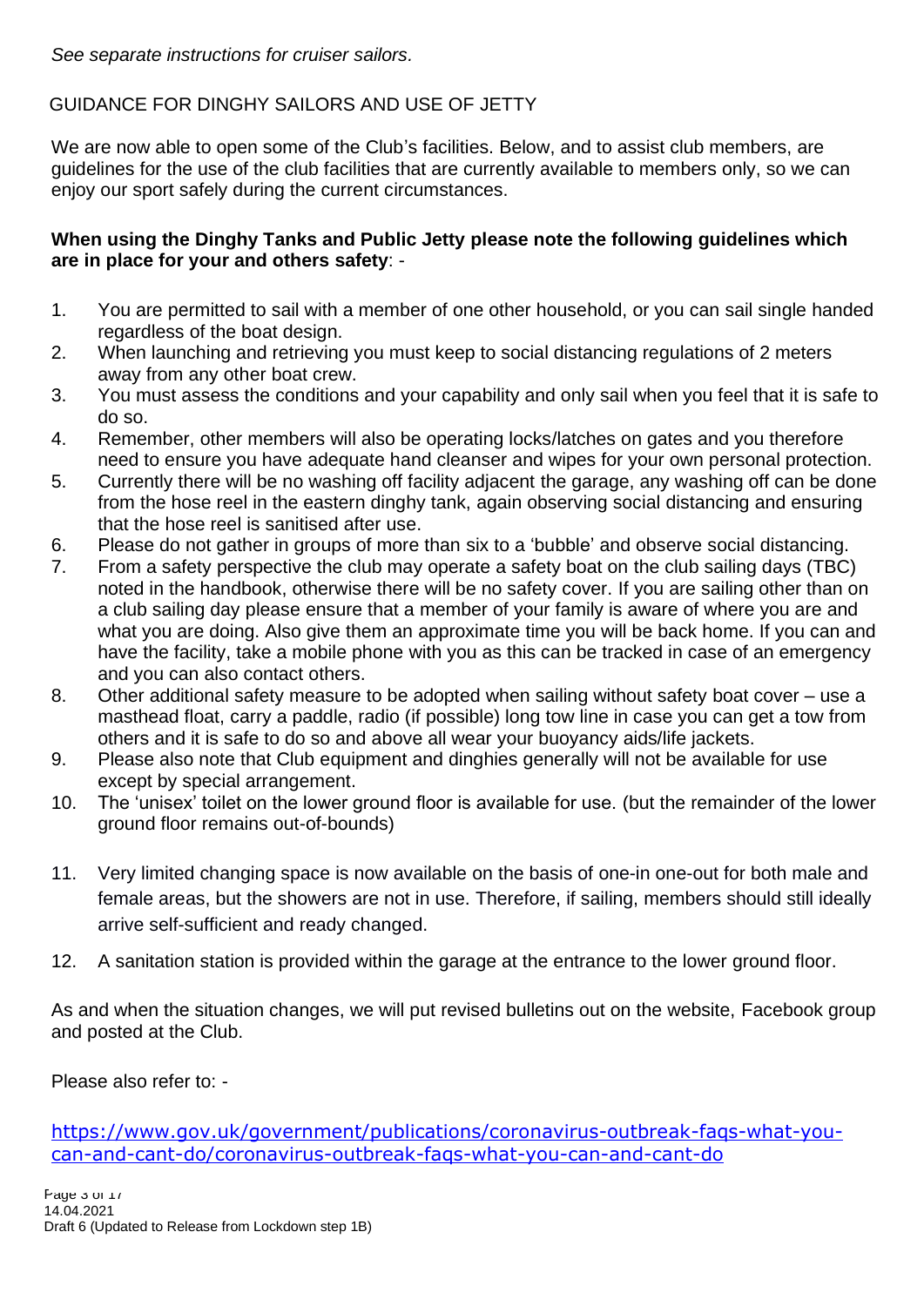*See separate instructions for cruiser sailors.*

## GUIDANCE FOR DINGHY SAILORS AND USE OF JETTY

We are now able to open some of the Club's facilities. Below, and to assist club members, are guidelines for the use of the club facilities that are currently available to members only, so we can enjoy our sport safely during the current circumstances.

**When using the Dinghy Tanks and Public Jetty please note the following guidelines which are in place for your and others safety**: -

1. You are permitted to sail with a member of one other household, or you can sail single handed regardless of the boat design.
2. When launching and retrieving you must keep to social distancing regulations of 2 meters away from any other boat crew.
3. You must assess the conditions and your capability and only sail when you feel that it is safe to do so.
4. Remember, other members will also be operating locks/latches on gates and you therefore need to ensure you have adequate hand cleanser and wipes for your own personal protection.
5. Currently there will be no washing off facility adjacent the garage, any washing off can be done from the hose reel in the eastern dinghy tank, again observing social distancing and ensuring that the hose reel is sanitised after use.
6. Please do not gather in groups of more than six to a 'bubble' and observe social distancing.
7. From a safety perspective the club may operate a safety boat on the club sailing days (TBC) noted in the handbook, otherwise there will be no safety cover. If you are sailing other than on a club sailing day please ensure that a member of your family is aware of where you are and what you are doing. Also give them an approximate time you will be back home. If you can and have the facility, take a mobile phone with you as this can be tracked in case of an emergency and you can also contact others.
8. Other additional safety measure to be adopted when sailing without safety boat cover – use a masthead float, carry a paddle, radio (if possible) long tow line in case you can get a tow from others and it is safe to do so and above all wear your buoyancy aids/life jackets.
9. Please also note that Club equipment and dinghies generally will not be available for use except by special arrangement.
10. The 'unisex' toilet on the lower ground floor is available for use. (but the remainder of the lower ground floor remains out-of-bounds)
11. Very limited changing space is now available on the basis of one-in one-out for both male and female areas, but the showers are not in use. Therefore, if sailing, members should still ideally arrive self-sufficient and ready changed.
12. A sanitation station is provided within the garage at the entrance to the lower ground floor.

As and when the situation changes, we will put revised bulletins out on the website, Facebook group and posted at the Club.

Please also refer to: -

https://www.gov.uk/government/publications/coronavirus-outbreak-faqs-what-you-can-and-cant-do/coronavirus-outbreak-faqs-what-you-can-and-cant-do

14.04.2021
Draft 6 (Updated to Release from Lockdown step 1B)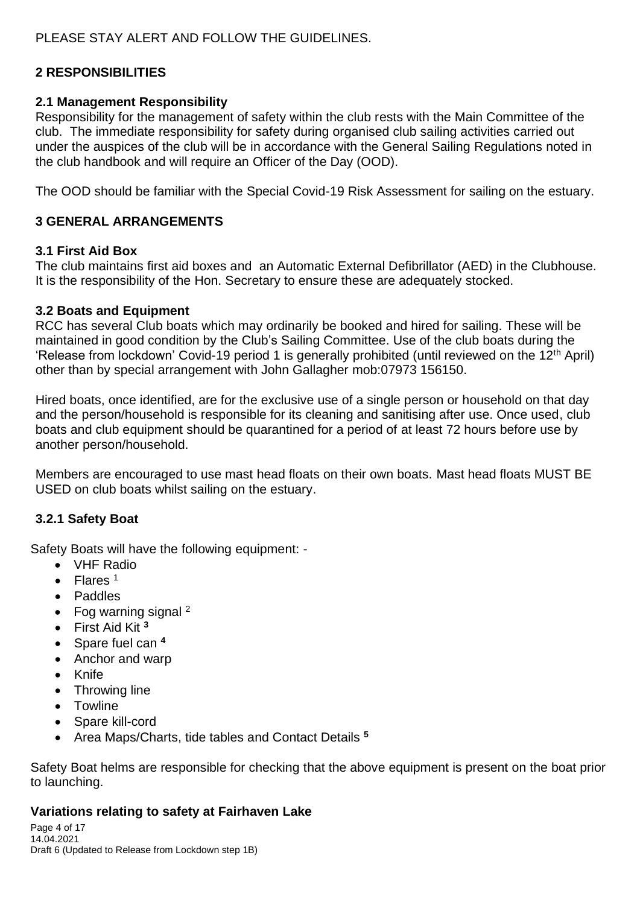PLEASE STAY ALERT AND FOLLOW THE GUIDELINES.

## 2 RESPONSIBILITIES

### 2.1 Management Responsibility

Responsibility for the management of safety within the club rests with the Main Committee of the club. The immediate responsibility for safety during organised club sailing activities carried out under the auspices of the club will be in accordance with the General Sailing Regulations noted in the club handbook and will require an Officer of the Day (OOD).

The OOD should be familiar with the Special Covid-19 Risk Assessment for sailing on the estuary.

## 3 GENERAL ARRANGEMENTS

### 3.1 First Aid Box

The club maintains first aid boxes and an Automatic External Defibrillator (AED) in the Clubhouse. It is the responsibility of the Hon. Secretary to ensure these are adequately stocked.

### 3.2 Boats and Equipment

RCC has several Club boats which may ordinarily be booked and hired for sailing. These will be maintained in good condition by the Club's Sailing Committee. Use of the club boats during the 'Release from lockdown' Covid-19 period 1 is generally prohibited (until reviewed on the 12th April) other than by special arrangement with John Gallagher mob:07973 156150.

Hired boats, once identified, are for the exclusive use of a single person or household on that day and the person/household is responsible for its cleaning and sanitising after use. Once used, club boats and club equipment should be quarantined for a period of at least 72 hours before use by another person/household.

Members are encouraged to use mast head floats on their own boats. Mast head floats MUST BE USED on club boats whilst sailing on the estuary.

#### 3.2.1 Safety Boat

Safety Boats will have the following equipment: -

- VHF Radio
- Flares [1]
- Paddles
- Fog warning signal [2]
- First Aid Kit [3]
- Spare fuel can [4]
- Anchor and warp
- Knife
- Throwing line
- Towline
- Spare kill-cord
- Area Maps/Charts, tide tables and Contact Details [5]

Safety Boat helms are responsible for checking that the above equipment is present on the boat prior to launching.

### Variations relating to safety at Fairhaven Lake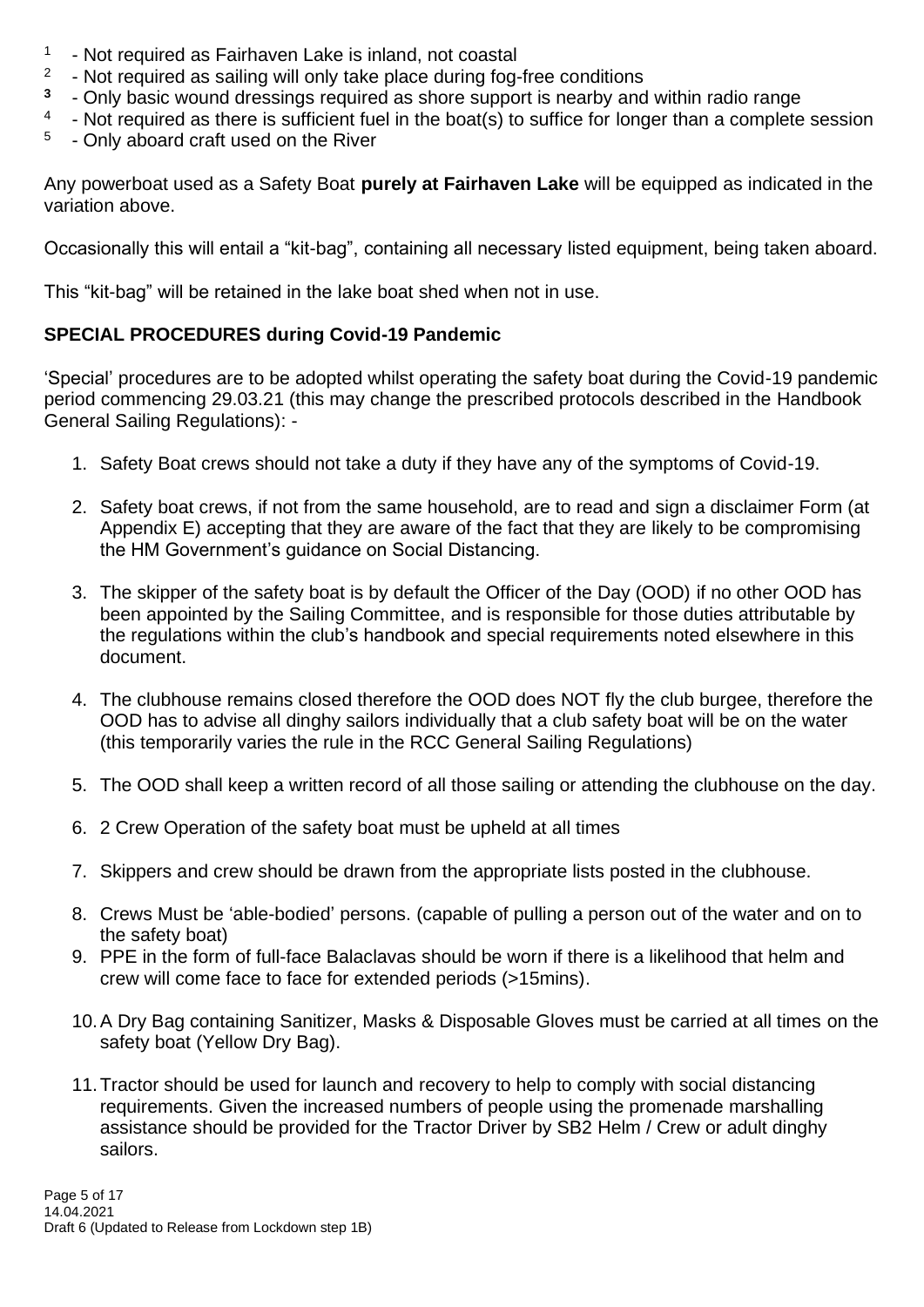[1] - Not required as Fairhaven Lake is inland, not coastal
[2] - Not required as sailing will only take place during fog-free conditions
[3] - Only basic wound dressings required as shore support is nearby and within radio range
[4] - Not required as there is sufficient fuel in the boat(s) to suffice for longer than a complete session
[5] - Only aboard craft used on the River

Any powerboat used as a Safety Boat **purely at Fairhaven Lake** will be equipped as indicated in the variation above.

Occasionally this will entail a "kit-bag", containing all necessary listed equipment, being taken aboard.

This "kit-bag" will be retained in the lake boat shed when not in use.

**SPECIAL PROCEDURES during Covid-19 Pandemic**

'Special' procedures are to be adopted whilst operating the safety boat during the Covid-19 pandemic period commencing 29.03.21 (this may change the prescribed protocols described in the Handbook General Sailing Regulations): -

1. Safety Boat crews should not take a duty if they have any of the symptoms of Covid-19.

2. Safety boat crews, if not from the same household, are to read and sign a disclaimer Form (at Appendix E) accepting that they are aware of the fact that they are likely to be compromising the HM Government's guidance on Social Distancing.

3. The skipper of the safety boat is by default the Officer of the Day (OOD) if no other OOD has been appointed by the Sailing Committee, and is responsible for those duties attributable by the regulations within the club's handbook and special requirements noted elsewhere in this document.

4. The clubhouse remains closed therefore the OOD does NOT fly the club burgee, therefore the OOD has to advise all dinghy sailors individually that a club safety boat will be on the water (this temporarily varies the rule in the RCC General Sailing Regulations)

5. The OOD shall keep a written record of all those sailing or attending the clubhouse on the day.

6. 2 Crew Operation of the safety boat must be upheld at all times

7. Skippers and crew should be drawn from the appropriate lists posted in the clubhouse.

8. Crews Must be 'able-bodied' persons. (capable of pulling a person out of the water and on to the safety boat)

9. PPE in the form of full-face Balaclavas should be worn if there is a likelihood that helm and crew will come face to face for extended periods (>15mins).

10. A Dry Bag containing Sanitizer, Masks & Disposable Gloves must be carried at all times on the safety boat (Yellow Dry Bag).

11. Tractor should be used for launch and recovery to help to comply with social distancing requirements. Given the increased numbers of people using the promenade marshalling assistance should be provided for the Tractor Driver by SB2 Helm / Crew or adult dinghy sailors.

14.04.2021
Draft 6 (Updated to Release from Lockdown step 1B)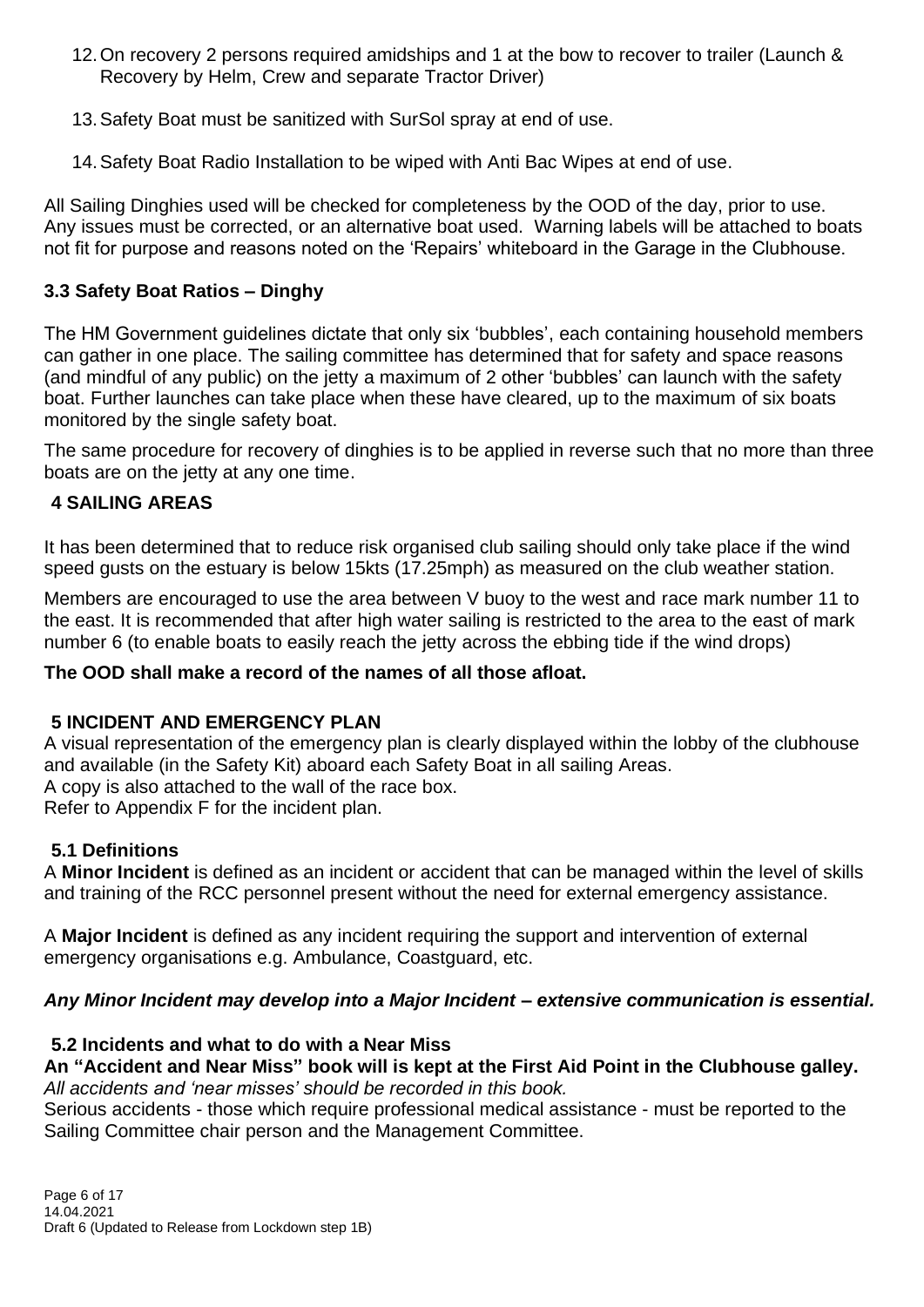12. On recovery 2 persons required amidships and 1 at the bow to recover to trailer (Launch & Recovery by Helm, Crew and separate Tractor Driver)

13. Safety Boat must be sanitized with SurSol spray at end of use.

14. Safety Boat Radio Installation to be wiped with Anti Bac Wipes at end of use.

All Sailing Dinghies used will be checked for completeness by the OOD of the day, prior to use. Any issues must be corrected, or an alternative boat used. Warning labels will be attached to boats not fit for purpose and reasons noted on the 'Repairs' whiteboard in the Garage in the Clubhouse.

### 3.3 Safety Boat Ratios – Dinghy

The HM Government guidelines dictate that only six 'bubbles', each containing household members can gather in one place. The sailing committee has determined that for safety and space reasons (and mindful of any public) on the jetty a maximum of 2 other 'bubbles' can launch with the safety boat. Further launches can take place when these have cleared, up to the maximum of six boats monitored by the single safety boat.

The same procedure for recovery of dinghies is to be applied in reverse such that no more than three boats are on the jetty at any one time.

## 4 SAILING AREAS

It has been determined that to reduce risk organised club sailing should only take place if the wind speed gusts on the estuary is below 15kts (17.25mph) as measured on the club weather station.

Members are encouraged to use the area between V buoy to the west and race mark number 11 to the east. It is recommended that after high water sailing is restricted to the area to the east of mark number 6 (to enable boats to easily reach the jetty across the ebbing tide if the wind drops)

**The OOD shall make a record of the names of all those afloat.**

## 5 INCIDENT AND EMERGENCY PLAN

A visual representation of the emergency plan is clearly displayed within the lobby of the clubhouse and available (in the Safety Kit) aboard each Safety Boat in all sailing Areas.
A copy is also attached to the wall of the race box.
Refer to Appendix F for the incident plan.

### 5.1 Definitions

A **Minor Incident** is defined as an incident or accident that can be managed within the level of skills and training of the RCC personnel present without the need for external emergency assistance.

A **Major Incident** is defined as any incident requiring the support and intervention of external emergency organisations e.g. Ambulance, Coastguard, etc.

***Any Minor Incident may develop into a Major Incident – extensive communication is essential.***

### 5.2 Incidents and what to do with a Near Miss

**An "Accident and Near Miss" book will is kept at the First Aid Point in the Clubhouse galley.**
*All accidents and 'near misses' should be recorded in this book.*
Serious accidents - those which require professional medical assistance - must be reported to the Sailing Committee chair person and the Management Committee.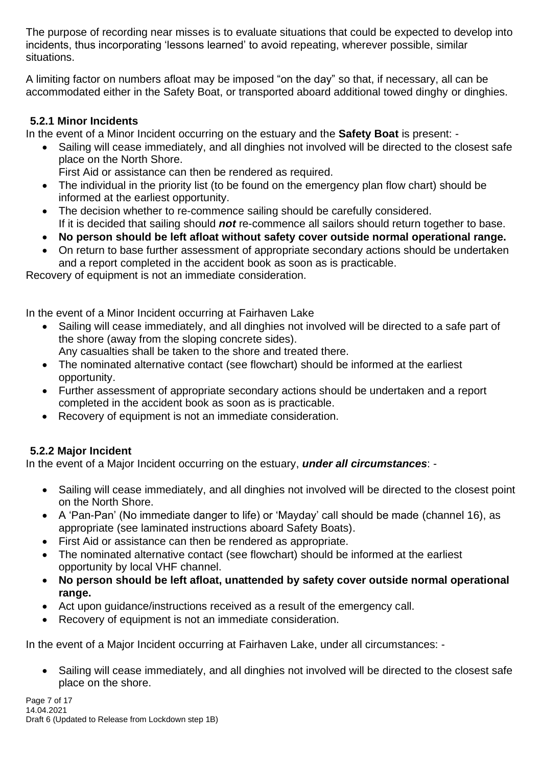The purpose of recording near misses is to evaluate situations that could be expected to develop into incidents, thus incorporating 'lessons learned' to avoid repeating, wherever possible, similar situations.

A limiting factor on numbers afloat may be imposed "on the day" so that, if necessary, all can be accommodated either in the Safety Boat, or transported aboard additional towed dinghy or dinghies.

### 5.2.1 Minor Incidents

In the event of a Minor Incident occurring on the estuary and the **Safety Boat** is present: -

- Sailing will cease immediately, and all dinghies not involved will be directed to the closest safe place on the North Shore.
  First Aid or assistance can then be rendered as required.
- The individual in the priority list (to be found on the emergency plan flow chart) should be informed at the earliest opportunity.
- The decision whether to re-commence sailing should be carefully considered.
  If it is decided that sailing should ***not*** re-commence all sailors should return together to base.
- **No person should be left afloat without safety cover outside normal operational range.**
- On return to base further assessment of appropriate secondary actions should be undertaken and a report completed in the accident book as soon as is practicable.

Recovery of equipment is not an immediate consideration.

In the event of a Minor Incident occurring at Fairhaven Lake

- Sailing will cease immediately, and all dinghies not involved will be directed to a safe part of the shore (away from the sloping concrete sides).
  Any casualties shall be taken to the shore and treated there.
- The nominated alternative contact (see flowchart) should be informed at the earliest opportunity.
- Further assessment of appropriate secondary actions should be undertaken and a report completed in the accident book as soon as is practicable.
- Recovery of equipment is not an immediate consideration.

### 5.2.2 Major Incident

In the event of a Major Incident occurring on the estuary, ***under all circumstances***: -

- Sailing will cease immediately, and all dinghies not involved will be directed to the closest point on the North Shore.
- A 'Pan-Pan' (No immediate danger to life) or 'Mayday' call should be made (channel 16), as appropriate (see laminated instructions aboard Safety Boats).
- First Aid or assistance can then be rendered as appropriate.
- The nominated alternative contact (see flowchart) should be informed at the earliest opportunity by local VHF channel.
- **No person should be left afloat, unattended by safety cover outside normal operational range.**
- Act upon guidance/instructions received as a result of the emergency call.
- Recovery of equipment is not an immediate consideration.

In the event of a Major Incident occurring at Fairhaven Lake, under all circumstances: -

- Sailing will cease immediately, and all dinghies not involved will be directed to the closest safe place on the shore.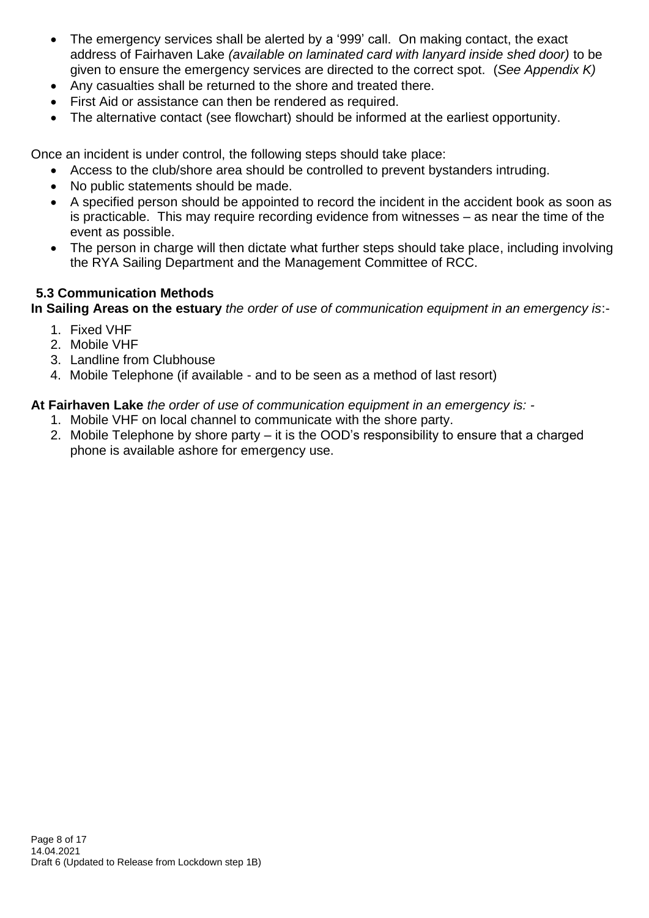- The emergency services shall be alerted by a '999' call. On making contact, the exact address of Fairhaven Lake *(available on laminated card with lanyard inside shed door)* to be given to ensure the emergency services are directed to the correct spot. (*See Appendix K)*
- Any casualties shall be returned to the shore and treated there.
- First Aid or assistance can then be rendered as required.
- The alternative contact (see flowchart) should be informed at the earliest opportunity.

Once an incident is under control, the following steps should take place:

- Access to the club/shore area should be controlled to prevent bystanders intruding.
- No public statements should be made.
- A specified person should be appointed to record the incident in the accident book as soon as is practicable. This may require recording evidence from witnesses – as near the time of the event as possible.
- The person in charge will then dictate what further steps should take place, including involving the RYA Sailing Department and the Management Committee of RCC.

### 5.3 Communication Methods

**In Sailing Areas on the estuary** *the order of use of communication equipment in an emergency is*:-

1. Fixed VHF
2. Mobile VHF
3. Landline from Clubhouse
4. Mobile Telephone (if available - and to be seen as a method of last resort)

**At Fairhaven Lake** *the order of use of communication equipment in an emergency is:* -

1. Mobile VHF on local channel to communicate with the shore party.
2. Mobile Telephone by shore party – it is the OOD's responsibility to ensure that a charged phone is available ashore for emergency use.

14.04.2021
Draft 6 (Updated to Release from Lockdown step 1B)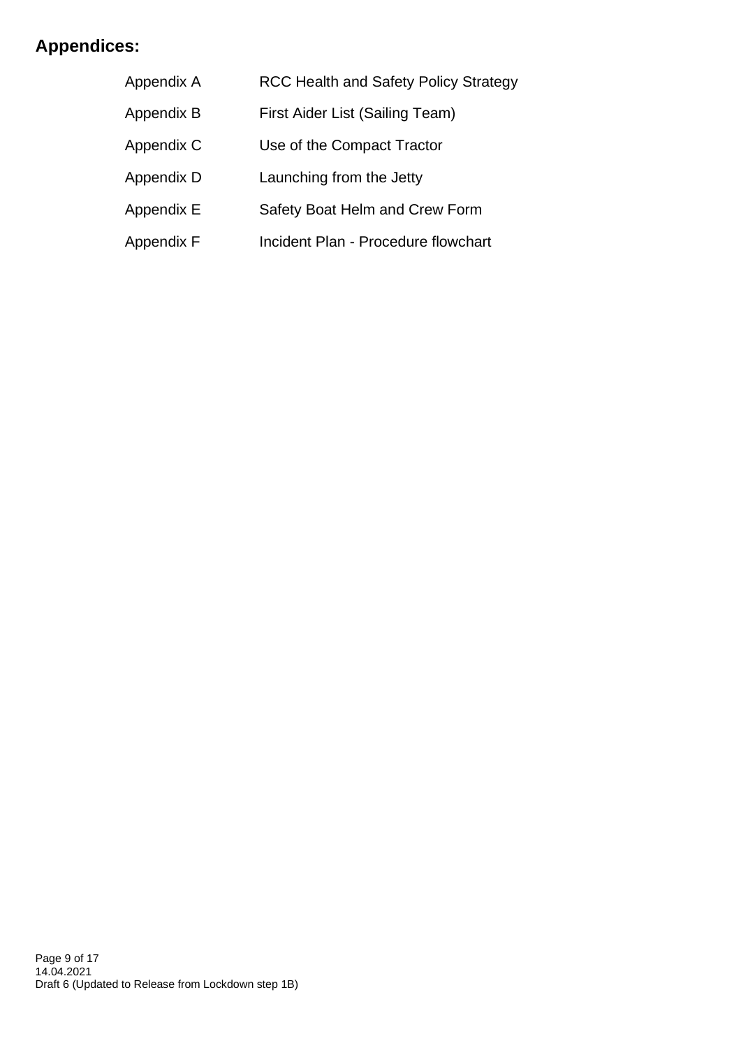## Appendices:

| | |
|---|---|
| Appendix A | RCC Health and Safety Policy Strategy |
| Appendix B | First Aider List (Sailing Team) |
| Appendix C | Use of the Compact Tractor |
| Appendix D | Launching from the Jetty |
| Appendix E | Safety Boat Helm and Crew Form |
| Appendix F | Incident Plan - Procedure flowchart |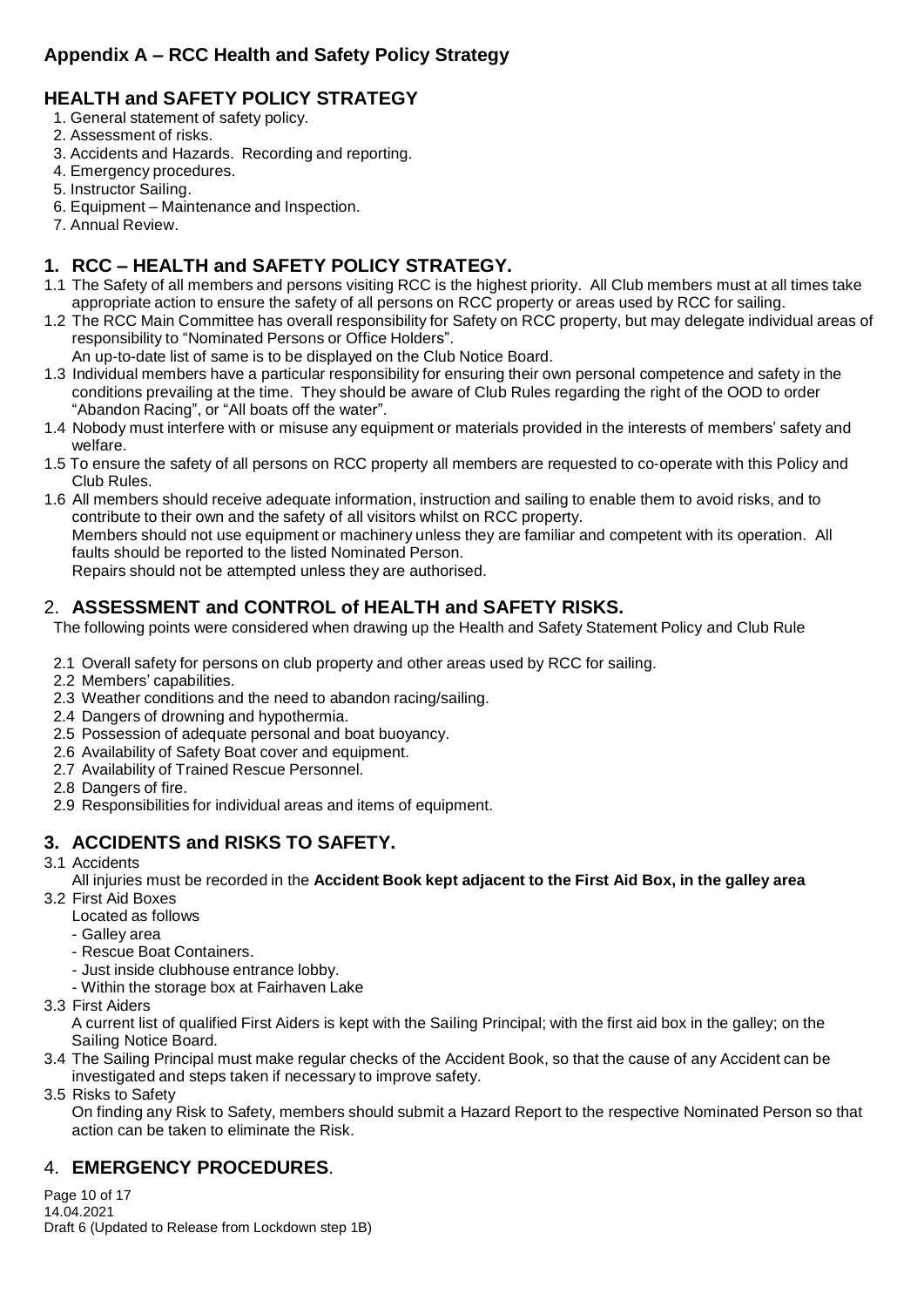## Appendix A – RCC Health and Safety Policy Strategy

### HEALTH and SAFETY POLICY STRATEGY

1. General statement of safety policy.
2. Assessment of risks.
3. Accidents and Hazards. Recording and reporting.
4. Emergency procedures.
5. Instructor Sailing.
6. Equipment – Maintenance and Inspection.
7. Annual Review.

### 1. RCC – HEALTH and SAFETY POLICY STRATEGY.

1.1 The Safety of all members and persons visiting RCC is the highest priority. All Club members must at all times take appropriate action to ensure the safety of all persons on RCC property or areas used by RCC for sailing.

1.2 The RCC Main Committee has overall responsibility for Safety on RCC property, but may delegate individual areas of responsibility to "Nominated Persons or Office Holders".
An up-to-date list of same is to be displayed on the Club Notice Board.

1.3 Individual members have a particular responsibility for ensuring their own personal competence and safety in the conditions prevailing at the time. They should be aware of Club Rules regarding the right of the OOD to order "Abandon Racing", or "All boats off the water".

1.4 Nobody must interfere with or misuse any equipment or materials provided in the interests of members' safety and welfare.

1.5 To ensure the safety of all persons on RCC property all members are requested to co-operate with this Policy and Club Rules.

1.6 All members should receive adequate information, instruction and sailing to enable them to avoid risks, and to contribute to their own and the safety of all visitors whilst on RCC property.
Members should not use equipment or machinery unless they are familiar and competent with its operation. All faults should be reported to the listed Nominated Person.
Repairs should not be attempted unless they are authorised.

### 2. ASSESSMENT and CONTROL of HEALTH and SAFETY RISKS.

The following points were considered when drawing up the Health and Safety Statement Policy and Club Rule

2.1 Overall safety for persons on club property and other areas used by RCC for sailing.
2.2 Members' capabilities.
2.3 Weather conditions and the need to abandon racing/sailing.
2.4 Dangers of drowning and hypothermia.
2.5 Possession of adequate personal and boat buoyancy.
2.6 Availability of Safety Boat cover and equipment.
2.7 Availability of Trained Rescue Personnel.
2.8 Dangers of fire.
2.9 Responsibilities for individual areas and items of equipment.

### 3. ACCIDENTS and RISKS TO SAFETY.

3.1 Accidents
All injuries must be recorded in the **Accident Book kept adjacent to the First Aid Box, in the galley area**

3.2 First Aid Boxes
Located as follows
- Galley area
- Rescue Boat Containers.
- Just inside clubhouse entrance lobby.
- Within the storage box at Fairhaven Lake

3.3 First Aiders
A current list of qualified First Aiders is kept with the Sailing Principal; with the first aid box in the galley; on the Sailing Notice Board.

3.4 The Sailing Principal must make regular checks of the Accident Book, so that the cause of any Accident can be investigated and steps taken if necessary to improve safety.

3.5 Risks to Safety
On finding any Risk to Safety, members should submit a Hazard Report to the respective Nominated Person so that action can be taken to eliminate the Risk.

### 4. EMERGENCY PROCEDURES.

14.04.2021
Draft 6 (Updated to Release from Lockdown step 1B)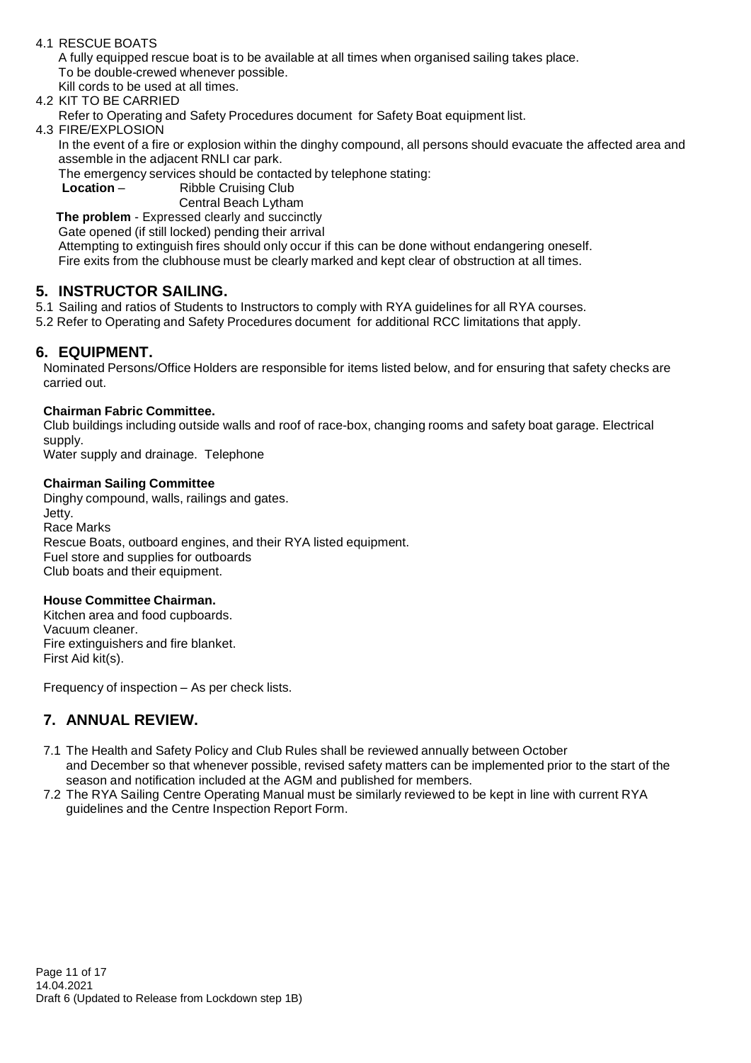4.1 RESCUE BOATS

A fully equipped rescue boat is to be available at all times when organised sailing takes place.
To be double-crewed whenever possible.
Kill cords to be used at all times.

4.2 KIT TO BE CARRIED

Refer to Operating and Safety Procedures document for Safety Boat equipment list.

4.3 FIRE/EXPLOSION

In the event of a fire or explosion within the dinghy compound, all persons should evacuate the affected area and assemble in the adjacent RNLI car park.

The emergency services should be contacted by telephone stating:

**Location** – Ribble Cruising Club
Central Beach Lytham

**The problem** - Expressed clearly and succinctly

Gate opened (if still locked) pending their arrival

Attempting to extinguish fires should only occur if this can be done without endangering oneself.

Fire exits from the clubhouse must be clearly marked and kept clear of obstruction at all times.

## 5. INSTRUCTOR SAILING.

5.1 Sailing and ratios of Students to Instructors to comply with RYA guidelines for all RYA courses.

5.2 Refer to Operating and Safety Procedures document for additional RCC limitations that apply.

## 6. EQUIPMENT.

Nominated Persons/Office Holders are responsible for items listed below, and for ensuring that safety checks are carried out.

**Chairman Fabric Committee.**

Club buildings including outside walls and roof of race-box, changing rooms and safety boat garage. Electrical supply.
Water supply and drainage. Telephone

**Chairman Sailing Committee**

Dinghy compound, walls, railings and gates.
Jetty.
Race Marks
Rescue Boats, outboard engines, and their RYA listed equipment.
Fuel store and supplies for outboards
Club boats and their equipment.

**House Committee Chairman.**

Kitchen area and food cupboards.
Vacuum cleaner.
Fire extinguishers and fire blanket.
First Aid kit(s).

Frequency of inspection – As per check lists.

## 7. ANNUAL REVIEW.

7.1 The Health and Safety Policy and Club Rules shall be reviewed annually between October and December so that whenever possible, revised safety matters can be implemented prior to the start of the season and notification included at the AGM and published for members.

7.2 The RYA Sailing Centre Operating Manual must be similarly reviewed to be kept in line with current RYA guidelines and the Centre Inspection Report Form.

14.04.2021
Draft 6 (Updated to Release from Lockdown step 1B)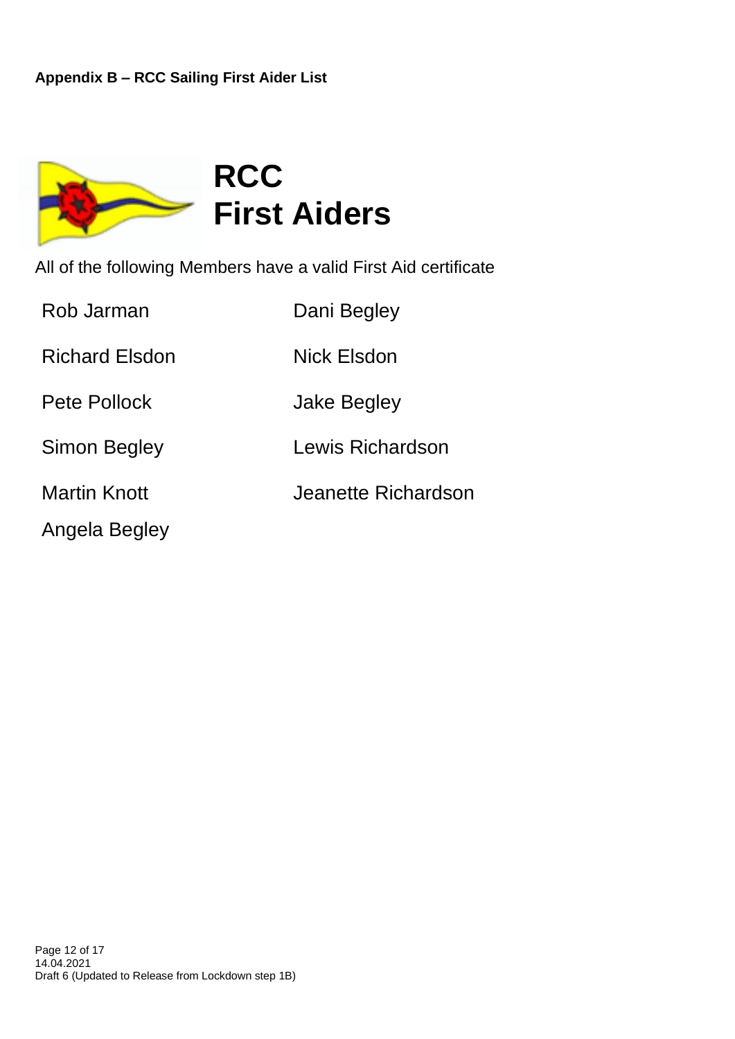**Appendix B – RCC Sailing First Aider List**

# RCC
# First Aiders

All of the following Members have a valid First Aid certificate

- Rob Jarman
- Richard Elsdon
- Pete Pollock
- Simon Begley
- Martin Knott
- Angela Begley
- Dani Begley
- Nick Elsdon
- Jake Begley
- Lewis Richardson
- Jeanette Richardson

14.04.2021
Draft 6 (Updated to Release from Lockdown step 1B)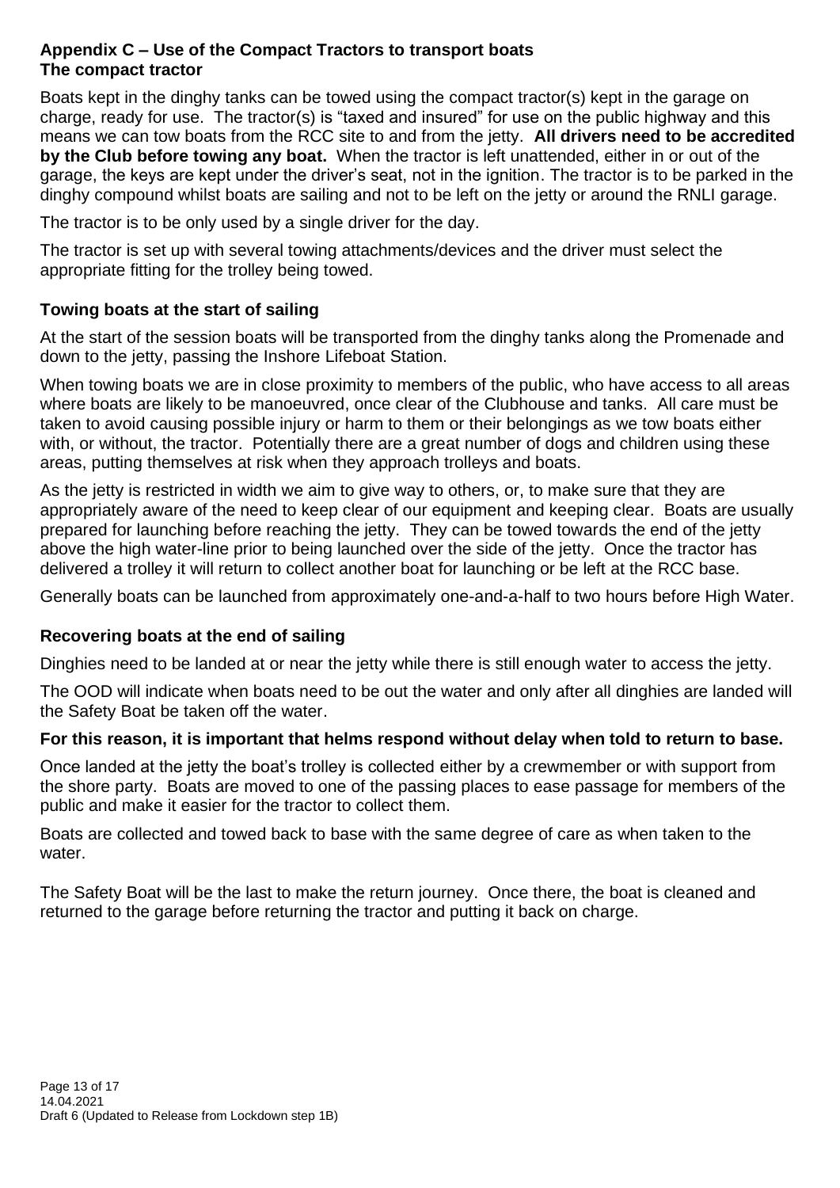## Appendix C – Use of the Compact Tractors to transport boats

### The compact tractor

Boats kept in the dinghy tanks can be towed using the compact tractor(s) kept in the garage on charge, ready for use. The tractor(s) is "taxed and insured" for use on the public highway and this means we can tow boats from the RCC site to and from the jetty. **All drivers need to be accredited by the Club before towing any boat.** When the tractor is left unattended, either in or out of the garage, the keys are kept under the driver's seat, not in the ignition. The tractor is to be parked in the dinghy compound whilst boats are sailing and not to be left on the jetty or around the RNLI garage.

The tractor is to be only used by a single driver for the day.

The tractor is set up with several towing attachments/devices and the driver must select the appropriate fitting for the trolley being towed.

### Towing boats at the start of sailing

At the start of the session boats will be transported from the dinghy tanks along the Promenade and down to the jetty, passing the Inshore Lifeboat Station.

When towing boats we are in close proximity to members of the public, who have access to all areas where boats are likely to be manoeuvred, once clear of the Clubhouse and tanks. All care must be taken to avoid causing possible injury or harm to them or their belongings as we tow boats either with, or without, the tractor. Potentially there are a great number of dogs and children using these areas, putting themselves at risk when they approach trolleys and boats.

As the jetty is restricted in width we aim to give way to others, or, to make sure that they are appropriately aware of the need to keep clear of our equipment and keeping clear. Boats are usually prepared for launching before reaching the jetty. They can be towed towards the end of the jetty above the high water-line prior to being launched over the side of the jetty. Once the tractor has delivered a trolley it will return to collect another boat for launching or be left at the RCC base.

Generally boats can be launched from approximately one-and-a-half to two hours before High Water.

### Recovering boats at the end of sailing

Dinghies need to be landed at or near the jetty while there is still enough water to access the jetty.

The OOD will indicate when boats need to be out the water and only after all dinghies are landed will the Safety Boat be taken off the water.

**For this reason, it is important that helms respond without delay when told to return to base.**

Once landed at the jetty the boat's trolley is collected either by a crewmember or with support from the shore party. Boats are moved to one of the passing places to ease passage for members of the public and make it easier for the tractor to collect them.

Boats are collected and towed back to base with the same degree of care as when taken to the water.

The Safety Boat will be the last to make the return journey. Once there, the boat is cleaned and returned to the garage before returning the tractor and putting it back on charge.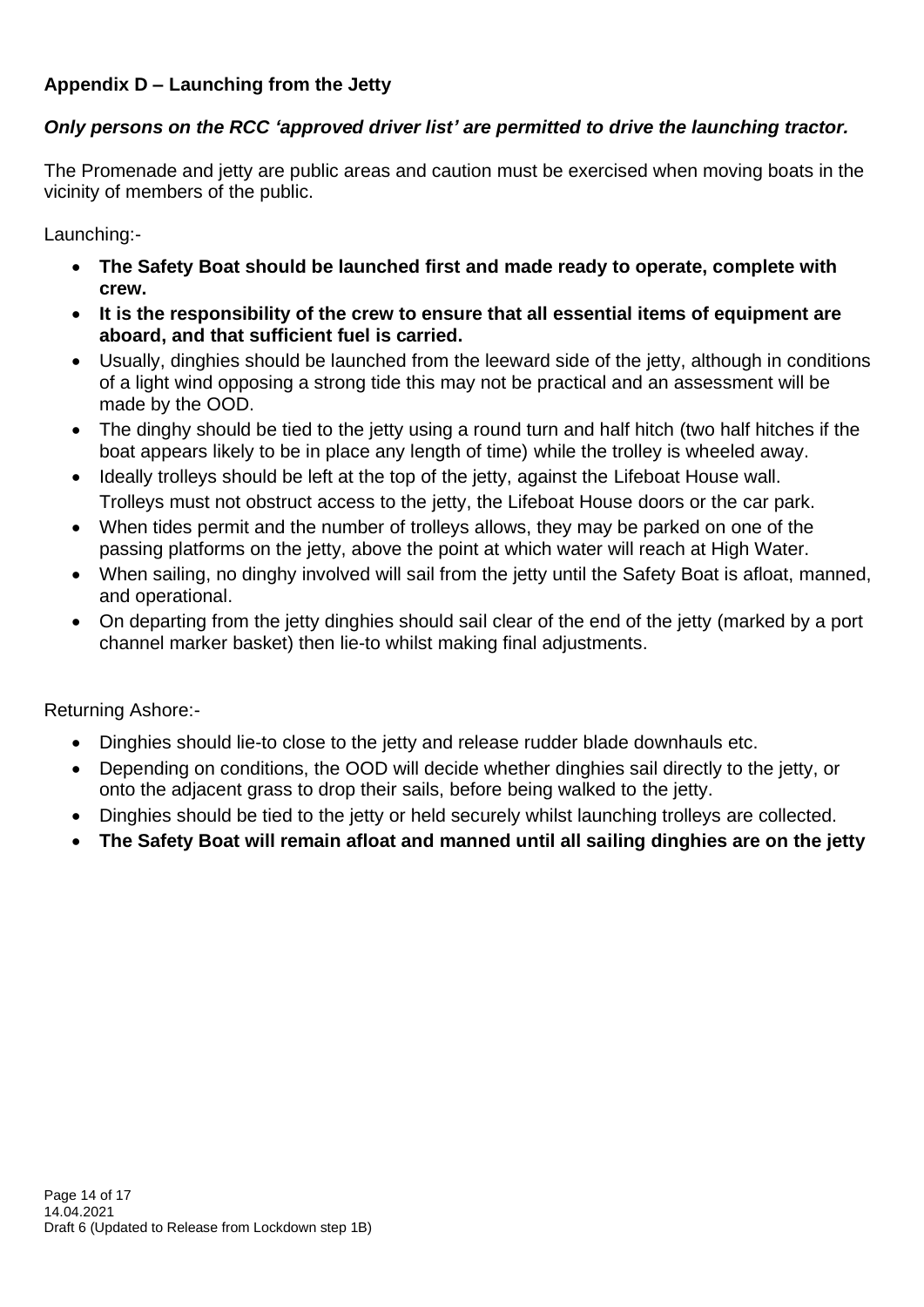## Appendix D – Launching from the Jetty

***Only persons on the RCC 'approved driver list' are permitted to drive the launching tractor.***

The Promenade and jetty are public areas and caution must be exercised when moving boats in the vicinity of members of the public.

Launching:-

- **The Safety Boat should be launched first and made ready to operate, complete with crew.**
- **It is the responsibility of the crew to ensure that all essential items of equipment are aboard, and that sufficient fuel is carried.**
- Usually, dinghies should be launched from the leeward side of the jetty, although in conditions of a light wind opposing a strong tide this may not be practical and an assessment will be made by the OOD.
- The dinghy should be tied to the jetty using a round turn and half hitch (two half hitches if the boat appears likely to be in place any length of time) while the trolley is wheeled away.
- Ideally trolleys should be left at the top of the jetty, against the Lifeboat House wall. Trolleys must not obstruct access to the jetty, the Lifeboat House doors or the car park.
- When tides permit and the number of trolleys allows, they may be parked on one of the passing platforms on the jetty, above the point at which water will reach at High Water.
- When sailing, no dinghy involved will sail from the jetty until the Safety Boat is afloat, manned, and operational.
- On departing from the jetty dinghies should sail clear of the end of the jetty (marked by a port channel marker basket) then lie-to whilst making final adjustments.

Returning Ashore:-

- Dinghies should lie-to close to the jetty and release rudder blade downhauls etc.
- Depending on conditions, the OOD will decide whether dinghies sail directly to the jetty, or onto the adjacent grass to drop their sails, before being walked to the jetty.
- Dinghies should be tied to the jetty or held securely whilst launching trolleys are collected.
- **The Safety Boat will remain afloat and manned until all sailing dinghies are on the jetty**

14.04.2021
Draft 6 (Updated to Release from Lockdown step 1B)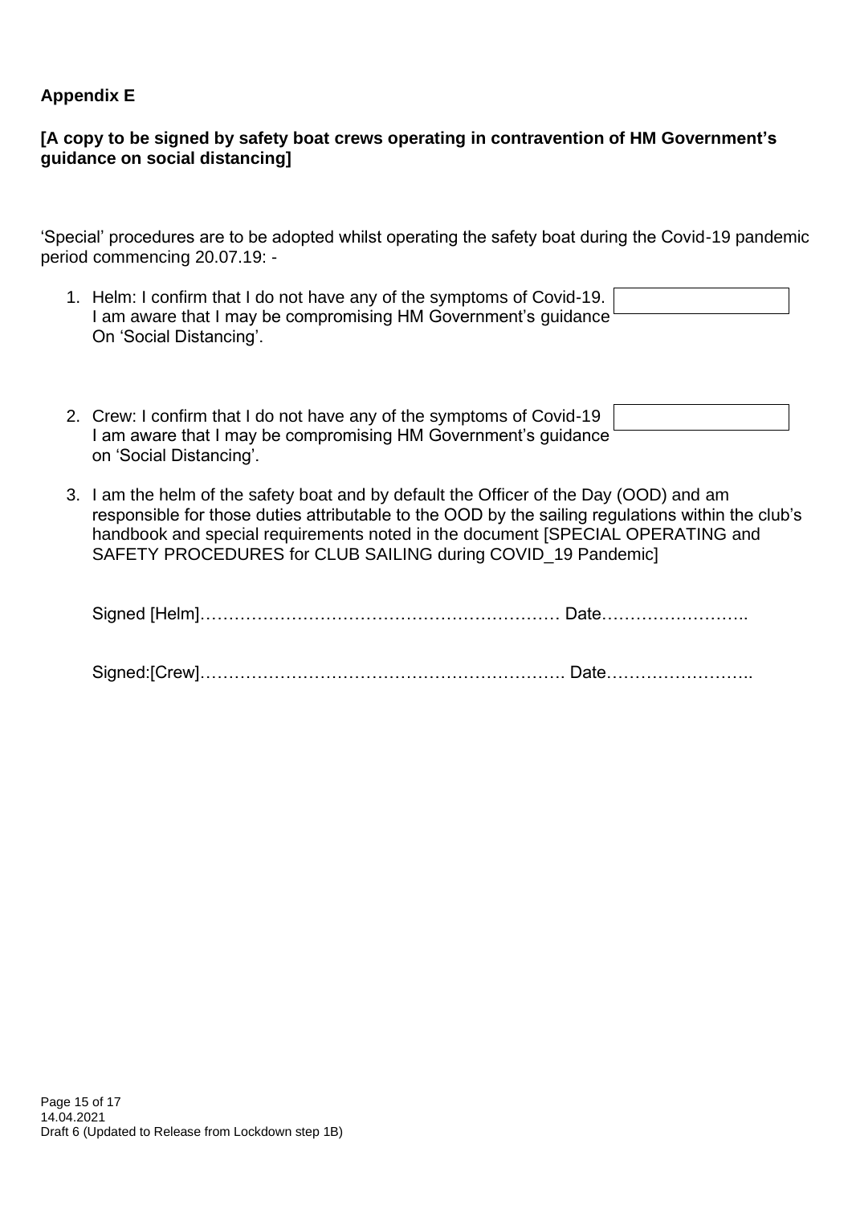**Appendix E**

**[A copy to be signed by safety boat crews operating in contravention of HM Government's guidance on social distancing]**

'Special' procedures are to be adopted whilst operating the safety boat during the Covid-19 pandemic period commencing 20.07.19: -

1. Helm: I confirm that I do not have any of the symptoms of Covid-19. I am aware that I may be compromising HM Government's guidance On 'Social Distancing'.

2. Crew: I confirm that I do not have any of the symptoms of Covid-19 I am aware that I may be compromising HM Government's guidance on 'Social Distancing'.

3. I am the helm of the safety boat and by default the Officer of the Day (OOD) and am responsible for those duties attributable to the OOD by the sailing regulations within the club's handbook and special requirements noted in the document [SPECIAL OPERATING and SAFETY PROCEDURES for CLUB SAILING during COVID_19 Pandemic]

Signed [Helm]……………………………………………………… Date……………………..

Signed:[Crew]………………………………………………………. Date……………………..

14.04.2021
Draft 6 (Updated to Release from Lockdown step 1B)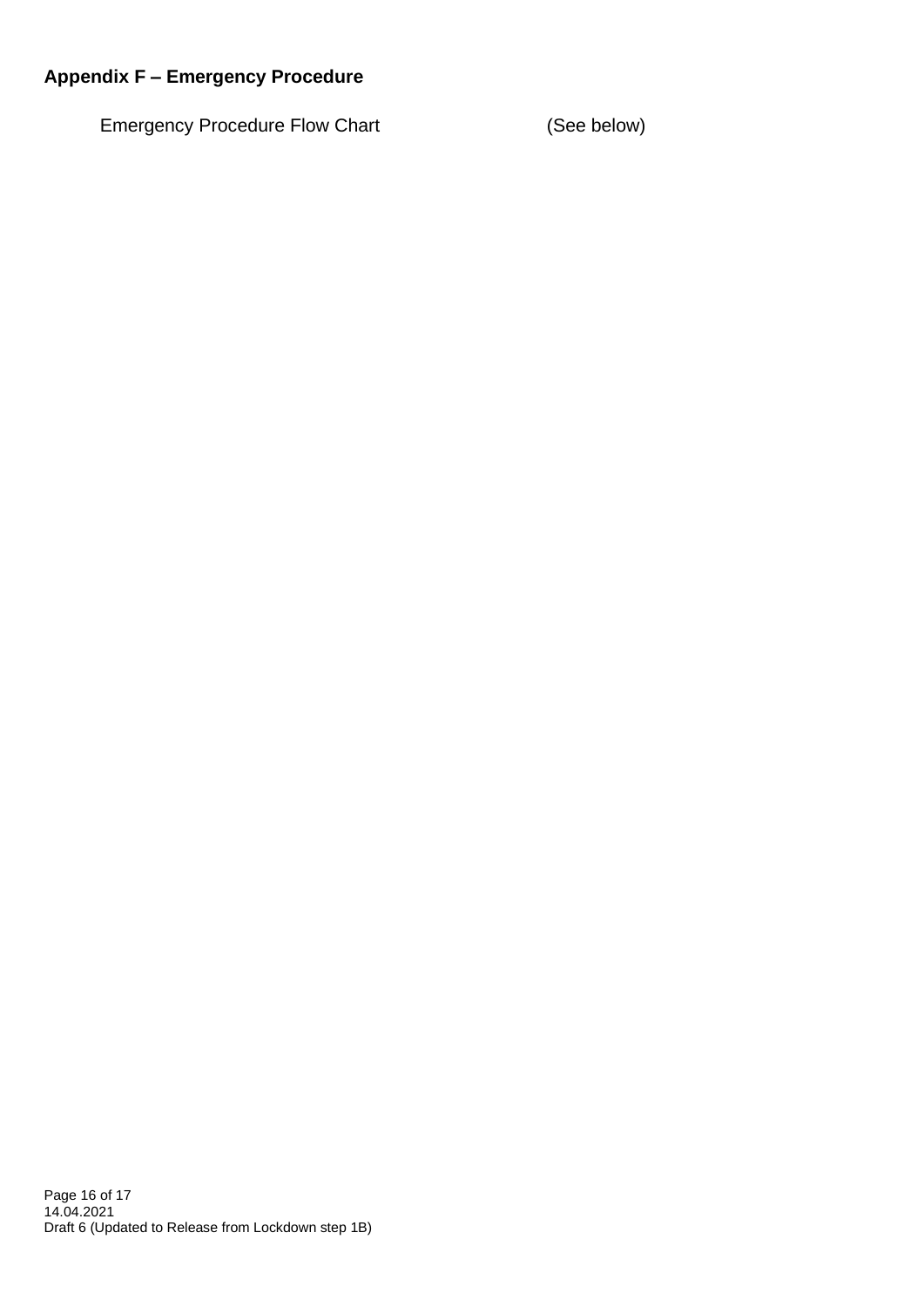**Appendix F – Emergency Procedure**

Emergency Procedure Flow Chart (See below)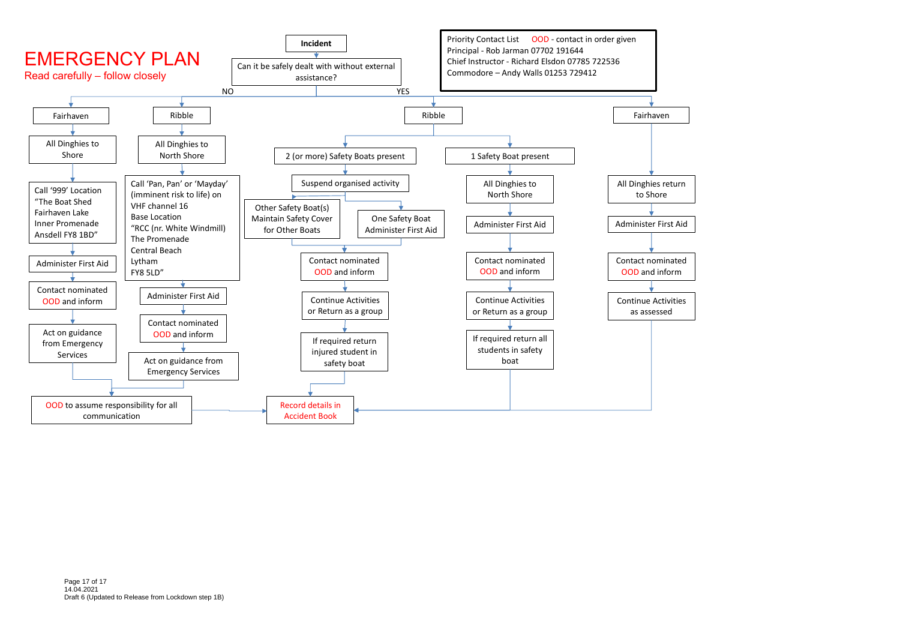# EMERGENCY PLAN

Read carefully – follow closely

Priority Contact List    OOD - contact in order given
Principal - Rob Jarman 07702 191644
Chief Instructor - Richard Elsdon 07785 722536
Commodore – Andy Walls 01253 729412

Incident

Can it be safely dealt with without external assistance?

NO

Fairhaven

All Dinghies to Shore

Call '999' Location "The Boat Shed Fairhaven Lake Inner Promenade Ansdell FY8 1BD"

Administer First Aid

Contact nominated OOD and inform

Act on guidance from Emergency Services

Ribble

All Dinghies to North Shore

Call 'Pan, Pan' or 'Mayday' (imminent risk to life) on VHF channel 16 Base Location "RCC (nr. White Windmill) The Promenade Central Beach Lytham FY8 5LD"

Administer First Aid

Contact nominated OOD and inform

Act on guidance from Emergency Services

OOD to assume responsibility for all communication

YES

Ribble

2 (or more) Safety Boats present

Suspend organised activity

Other Safety Boat(s) Maintain Safety Cover for Other Boats

One Safety Boat Administer First Aid

Contact nominated OOD and inform

Continue Activities or Return as a group

If required return injured student in safety boat

1 Safety Boat present

All Dinghies to North Shore

Administer First Aid

Contact nominated OOD and inform

Continue Activities or Return as a group

If required return all students in safety boat

Fairhaven

All Dinghies return to Shore

Administer First Aid

Contact nominated OOD and inform

Continue Activities as assessed

Record details in Accident Book

14.04.2021
Draft 6 (Updated to Release from Lockdown step 1B)